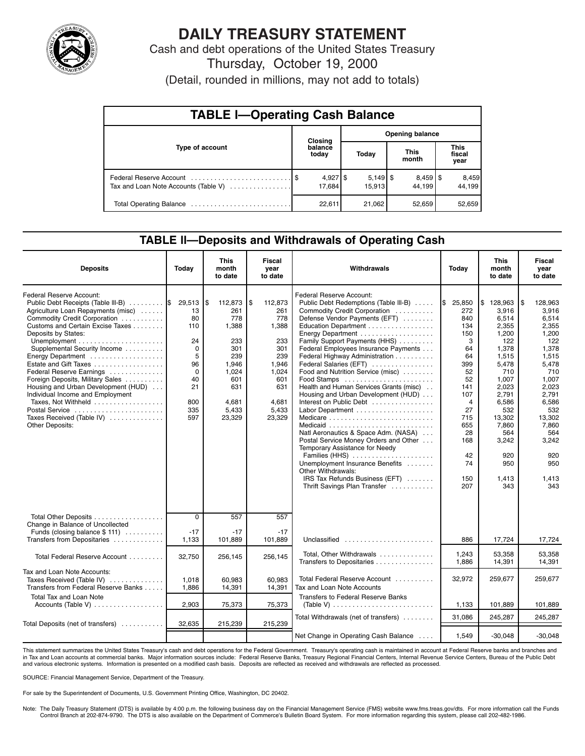# DAILY TREASURY STATEMENT

Cash and debt operations of the United States Treasury

Thursday, October 19, 2000

(Detail, rounded in millions, may not add to totals)

## TABLE I—Operating Cash Balance

| Type of account | Closing balance today | Opening balance Today | Opening balance This month | Opening balance This fiscal year |
|---|---|---|---|---|
| Federal Reserve Account | $ 4,927 | $ 5,149 | $ 8,459 | $ 8,459 |
| Tax and Loan Note Accounts (Table V) | 17,684 | 15,913 | 44,199 | 44,199 |
| Total Operating Balance | 22,611 | 21,062 | 52,659 | 52,659 |

## TABLE II—Deposits and Withdrawals of Operating Cash

| Deposits | Today | This month to date | Fiscal year to date |
|---|---|---|---|
| Federal Reserve Account: | | | |
| Public Debt Receipts (Table III-B) | $ 29,513 | $ 112,873 | $ 112,873 |
| Agriculture Loan Repayments (misc) | 13 | 261 | 261 |
| Commodity Credit Corporation | 80 | 778 | 778 |
| Customs and Certain Excise Taxes | 110 | 1,388 | 1,388 |
| Deposits by States: | | | |
| Unemployment | 24 | 233 | 233 |
| Supplemental Security Income | 0 | 301 | 301 |
| Energy Department | 5 | 239 | 239 |
| Estate and Gift Taxes | 96 | 1,946 | 1,946 |
| Federal Reserve Earnings | 0 | 1,024 | 1,024 |
| Foreign Deposits, Military Sales | 40 | 601 | 601 |
| Housing and Urban Development (HUD) | 21 | 631 | 631 |
| Individual Income and Employment Taxes, Not Withheld | 800 | 4,681 | 4,681 |
| Postal Service | 335 | 5,433 | 5,433 |
| Taxes Received (Table IV) | 597 | 23,329 | 23,329 |
| Other Deposits: | | | |
| Total Other Deposits | 0 | 557 | 557 |
| Change in Balance of Uncollected Funds (closing balance $ 111) | -17 | -17 | -17 |
| Transfers from Depositaries | 1,133 | 101,889 | 101,889 |
| Total Federal Reserve Account | 32,750 | 256,145 | 256,145 |
| Tax and Loan Note Accounts: | | | |
| Taxes Received (Table IV) | 1,018 | 60,983 | 60,983 |
| Transfers from Federal Reserve Banks | 1,886 | 14,391 | 14,391 |
| Total Tax and Loan Note Accounts (Table V) | 2,903 | 75,373 | 75,373 |
| Total Deposits (net of transfers) | 32,635 | 215,239 | 215,239 |

| Withdrawals | Today | This month to date | Fiscal year to date |
|---|---|---|---|
| Federal Reserve Account: | | | |
| Public Debt Redemptions (Table III-B) | $ 25,850 | $ 128,963 | $ 128,963 |
| Commodity Credit Corporation | 272 | 3,916 | 3,916 |
| Defense Vendor Payments (EFT) | 840 | 6,514 | 6,514 |
| Education Department | 134 | 2,355 | 2,355 |
| Energy Department | 150 | 1,200 | 1,200 |
| Family Support Payments (HHS) | 3 | 122 | 122 |
| Federal Employees Insurance Payments | 64 | 1,378 | 1,378 |
| Federal Highway Administration | 64 | 1,515 | 1,515 |
| Federal Salaries (EFT) | 399 | 5,478 | 5,478 |
| Food and Nutrition Service (misc) | 52 | 710 | 710 |
| Food Stamps | 52 | 1,007 | 1,007 |
| Health and Human Services Grants (misc) | 141 | 2,023 | 2,023 |
| Housing and Urban Development (HUD) | 107 | 2,791 | 2,791 |
| Interest on Public Debt | 4 | 6,586 | 6,586 |
| Labor Department | 27 | 532 | 532 |
| Medicare | 715 | 13,302 | 13,302 |
| Medicaid | 655 | 7,860 | 7,860 |
| Natl Aeronautics & Space Adm. (NASA) | 28 | 564 | 564 |
| Postal Service Money Orders and Other | 168 | 3,242 | 3,242 |
| Temporary Assistance for Needy Families (HHS) | 42 | 920 | 920 |
| Unemployment Insurance Benefits | 74 | 950 | 950 |
| Other Withdrawals: | | | |
| IRS Tax Refunds Business (EFT) | 150 | 1,413 | 1,413 |
| Thrift Savings Plan Transfer | 207 | 343 | 343 |
| Unclassified | 886 | 17,724 | 17,724 |
| Total, Other Withdrawals | 1,243 | 53,358 | 53,358 |
| Transfers to Depositaries | 1,886 | 14,391 | 14,391 |
| Total Federal Reserve Account | 32,972 | 259,677 | 259,677 |
| Tax and Loan Note Accounts | | | |
| Transfers to Federal Reserve Banks (Table V) | 1,133 | 101,889 | 101,889 |
| Total Withdrawals (net of transfers) | 31,086 | 245,287 | 245,287 |
| Net Change in Operating Cash Balance | 1,549 | -30,048 | -30,048 |

This statement summarizes the United States Treasury's cash and debt operations for the Federal Government. Treasury's operating cash is maintained in account at Federal Reserve banks and branches and in Tax and Loan accounts at commercial banks. Major information sources include: Federal Reserve Banks, Treasury Regional Financial Centers, Internal Revenue Service Centers, Bureau of the Public Debt and various electronic systems. Information is presented on a modified cash basis. Deposits are reflected as received and withdrawals are reflected as processed.

SOURCE: Financial Management Service, Department of the Treasury.

For sale by the Superintendent of Documents, U.S. Government Printing Office, Washington, DC 20402.

Note: The Daily Treasury Statement (DTS) is available by 4:00 p.m. the following business day on the Financial Management Service (FMS) website www.fms.treas.gov/dts. For more information call the Funds Control Branch at 202-874-9790. The DTS is also available on the Department of Commerce's Bulletin Board System. For more information regarding this system, please call 202-482-1986.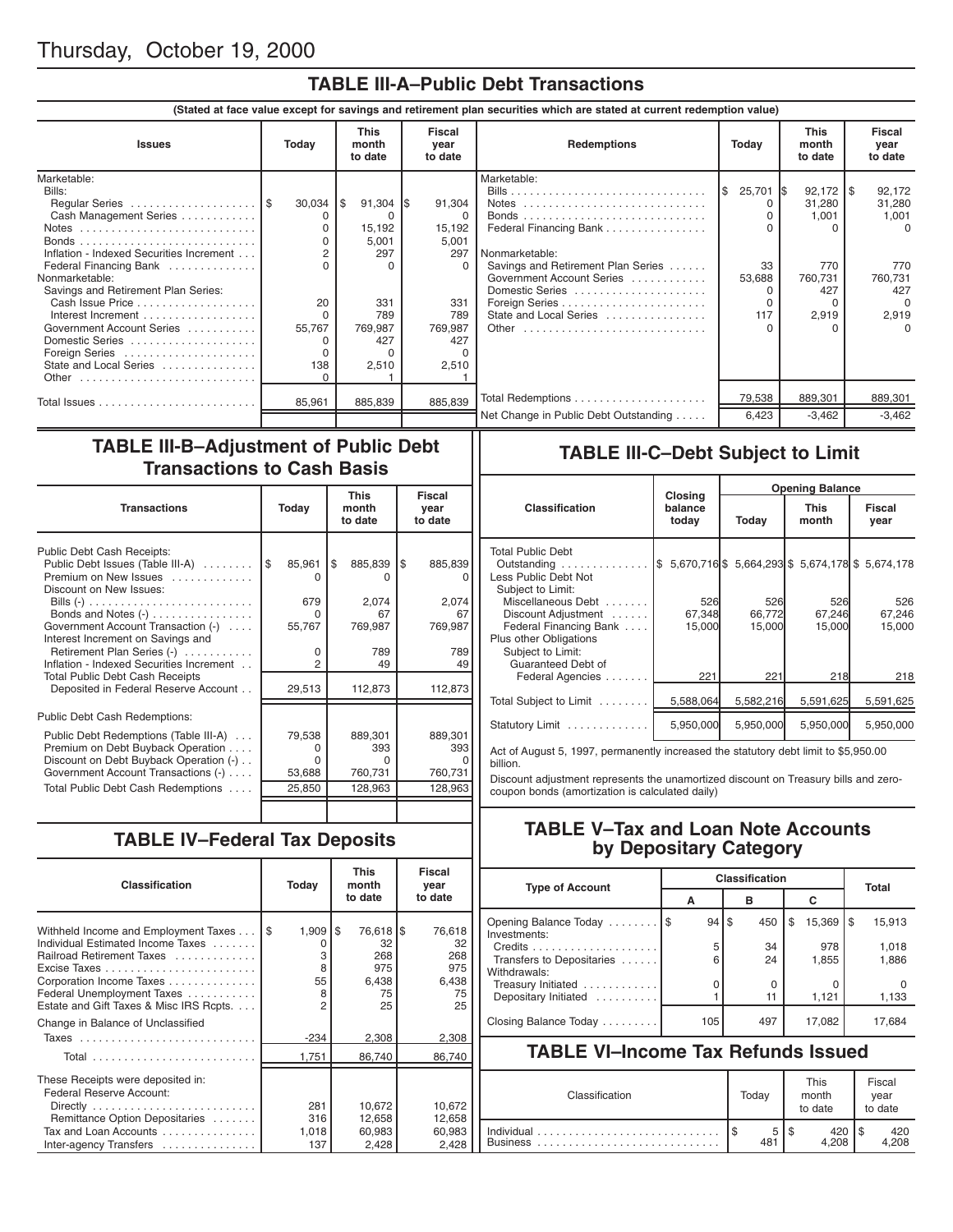Thursday, October 19, 2000

## TABLE III-A–Public Debt Transactions

(Stated at face value except for savings and retirement plan securities which are stated at current redemption value)

| Issues | Today | This month to date | Fiscal year to date |
|---|---|---|---|
| Marketable: | | | |
| Bills: | | | |
| Regular Series | $ 30,034 | $ 91,304 | $ 91,304 |
| Cash Management Series | 0 | 0 | 0 |
| Notes | 0 | 15,192 | 15,192 |
| Bonds | 0 | 5,001 | 5,001 |
| Inflation - Indexed Securities Increment | 2 | 297 | 297 |
| Federal Financing Bank | 0 | 0 | 0 |
| Nonmarketable: | | | |
| Savings and Retirement Plan Series: | | | |
| Cash Issue Price | 20 | 331 | 331 |
| Interest Increment | 0 | 789 | 789 |
| Government Account Series | 55,767 | 769,987 | 769,987 |
| Domestic Series | 0 | 427 | 427 |
| Foreign Series | 0 | 0 | 0 |
| State and Local Series | 138 | 2,510 | 2,510 |
| Other | 0 | 1 | 1 |
| Total Issues | 85,961 | 885,839 | 885,839 |

| Redemptions | Today | This month to date | Fiscal year to date |
|---|---|---|---|
| Marketable: | | | |
| Bills | $ 25,701 | $ 92,172 | $ 92,172 |
| Notes | 0 | 31,280 | 31,280 |
| Bonds | 0 | 1,001 | 1,001 |
| Federal Financing Bank | 0 | 0 | 0 |
| Nonmarketable: | | | |
| Savings and Retirement Plan Series | 33 | 770 | 770 |
| Government Account Series | 53,688 | 760,731 | 760,731 |
| Domestic Series | 0 | 427 | 427 |
| Foreign Series | 0 | 0 | 0 |
| State and Local Series | 117 | 2,919 | 2,919 |
| Other | 0 | 0 | 0 |
| Total Redemptions | 79,538 | 889,301 | 889,301 |
| Net Change in Public Debt Outstanding | 6,423 | -3,462 | -3,462 |

## TABLE III-B–Adjustment of Public Debt Transactions to Cash Basis

| Transactions | Today | This month to date | Fiscal year to date |
|---|---|---|---|
| Public Debt Cash Receipts: | | | |
| Public Debt Issues (Table III-A) | $ 85,961 | $ 885,839 | $ 885,839 |
| Premium on New Issues | 0 | 0 | 0 |
| Discount on New Issues: | | | |
| Bills (-) | 679 | 2,074 | 2,074 |
| Bonds and Notes (-) | 0 | 67 | 67 |
| Government Account Transaction (-) | 55,767 | 769,987 | 769,987 |
| Interest Increment on Savings and Retirement Plan Series (-) | 0 | 789 | 789 |
| Inflation - Indexed Securities Increment | 2 | 49 | 49 |
| Total Public Debt Cash Receipts Deposited in Federal Reserve Account | 29,513 | 112,873 | 112,873 |
| Public Debt Cash Redemptions: | | | |
| Public Debt Redemptions (Table III-A) | 79,538 | 889,301 | 889,301 |
| Premium on Debt Buyback Operation | 0 | 393 | 393 |
| Discount on Debt Buyback Operation (-) | 0 | 0 | 0 |
| Government Account Transactions (-) | 53,688 | 760,731 | 760,731 |
| Total Public Debt Cash Redemptions | 25,850 | 128,963 | 128,963 |

## TABLE III-C–Debt Subject to Limit

| Classification | Closing balance today | Opening Balance Today | Opening Balance This month | Opening Balance Fiscal year |
|---|---|---|---|---|
| Total Public Debt Outstanding | $ 5,670,716 | $ 5,664,293 | $ 5,674,178 | $ 5,674,178 |
| Less Public Debt Not Subject to Limit: | | | | |
| Miscellaneous Debt | 526 | 526 | 526 | 526 |
| Discount Adjustment | 67,348 | 66,772 | 67,246 | 67,246 |
| Federal Financing Bank | 15,000 | 15,000 | 15,000 | 15,000 |
| Plus other Obligations Subject to Limit: | | | | |
| Guaranteed Debt of Federal Agencies | 221 | 221 | 218 | 218 |
| Total Subject to Limit | 5,588,064 | 5,582,216 | 5,591,625 | 5,591,625 |
| Statutory Limit | 5,950,000 | 5,950,000 | 5,950,000 | 5,950,000 |

Act of August 5, 1997, permanently increased the statutory debt limit to $5,950.00 billion.

Discount adjustment represents the unamortized discount on Treasury bills and zero-coupon bonds (amortization is calculated daily)

## TABLE IV–Federal Tax Deposits

| Classification | Today | This month to date | Fiscal year to date |
|---|---|---|---|
| Withheld Income and Employment Taxes | $ 1,909 | $ 76,618 | $ 76,618 |
| Individual Estimated Income Taxes | 0 | 32 | 32 |
| Railroad Retirement Taxes | 3 | 268 | 268 |
| Excise Taxes | 8 | 975 | 975 |
| Corporation Income Taxes | 55 | 6,438 | 6,438 |
| Federal Unemployment Taxes | 8 | 75 | 75 |
| Estate and Gift Taxes & Misc IRS Rcpts. | 2 | 25 | 25 |
| Change in Balance of Unclassified Taxes | -234 | 2,308 | 2,308 |
| Total | 1,751 | 86,740 | 86,740 |
| These Receipts were deposited in: | | | |
| Federal Reserve Account: | | | |
| Directly | 281 | 10,672 | 10,672 |
| Remittance Option Depositaries | 316 | 12,658 | 12,658 |
| Tax and Loan Accounts | 1,018 | 60,983 | 60,983 |
| Inter-agency Transfers | 137 | 2,428 | 2,428 |

## TABLE V–Tax and Loan Note Accounts by Depositary Category

| Type of Account | Classification A | Classification B | Classification C | Total |
|---|---|---|---|---|
| Opening Balance Today | $ 94 | $ 450 | $ 15,369 | $ 15,913 |
| Investments: | | | | |
| Credits | 5 | 34 | 978 | 1,018 |
| Transfers to Depositaries | 6 | 24 | 1,855 | 1,886 |
| Withdrawals: | | | | |
| Treasury Initiated | 0 | 0 | 0 | 0 |
| Depositary Initiated | 1 | 11 | 1,121 | 1,133 |
| Closing Balance Today | 105 | 497 | 17,082 | 17,684 |

## TABLE VI–Income Tax Refunds Issued

| Classification | Today | This month to date | Fiscal year to date |
|---|---|---|---|
| Individual | $ 5 | $ 420 | $ 420 |
| Business | 481 | 4,208 | 4,208 |